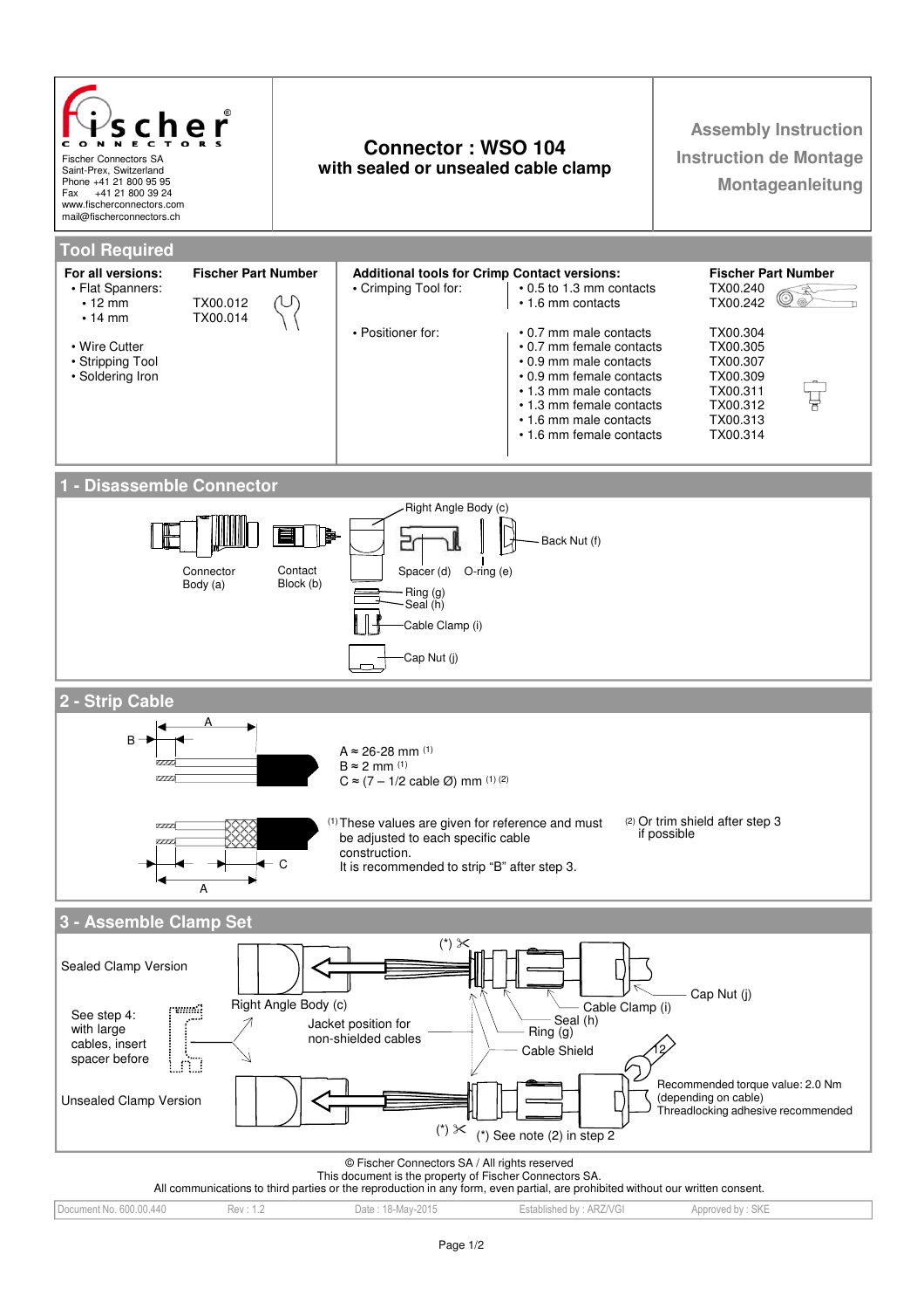Fischer Connectors SA
Saint-Prex, Switzerland
Phone +41 21 800 95 95
Fax +41 21 800 39 24
www.fischerconnectors.com
mail@fischerconnectors.ch

# Connector : WSO 104
## with sealed or unsealed cable clamp

**Assembly Instruction**
**Instruction de Montage**
**Montageanleitung**

## Tool Required

| For all versions: | Fischer Part Number |
|---|---|
| • Flat Spanners: | |
| • 12 mm | TX00.012 |
| • 14 mm | TX00.014 |
| • Wire Cutter | |
| • Stripping Tool | |
| • Soldering Iron | |

| Additional tools for Crimp Contact versions: | | Fischer Part Number |
|---|---|---|
| • Crimping Tool for: | • 0.5 to 1.3 mm contacts | TX00.240 |
| | • 1.6 mm contacts | TX00.242 |
| • Positioner for: | • 0.7 mm male contacts | TX00.304 |
| | • 0.7 mm female contacts | TX00.305 |
| | • 0.9 mm male contacts | TX00.307 |
| | • 0.9 mm female contacts | TX00.309 |
| | • 1.3 mm male contacts | TX00.311 |
| | • 1.3 mm female contacts | TX00.312 |
| | • 1.6 mm male contacts | TX00.313 |
| | • 1.6 mm female contacts | TX00.314 |

## 1 - Disassemble Connector

Connector Body (a)
Contact Block (b)
Right Angle Body (c)
Spacer (d)
O-ring (e)
Back Nut (f)
Ring (g)
Seal (h)
Cable Clamp (i)
Cap Nut (j)

## 2 - Strip Cable

A ≈ 26-28 mm (1)
B ≈ 2 mm (1)
C ≈ (7 – 1/2 cable Ø) mm (1) (2)

(1) These values are given for reference and must be adjusted to each specific cable construction.
It is recommended to strip "B" after step 3.

(2) Or trim shield after step 3 if possible

## 3 - Assemble Clamp Set

Sealed Clamp Version

Unsealed Clamp Version

See step 4: with large cables, insert spacer before

Right Angle Body (c)
Jacket position for non-shielded cables
Cap Nut (j)
Cable Clamp (i)
Seal (h)
Ring (g)
Cable Shield

Recommended torque value: 2.0 Nm (depending on cable)
Threadlocking adhesive recommended

(*) See note (2) in step 2

© Fischer Connectors SA / All rights reserved
This document is the property of Fischer Connectors SA.
All communications to third parties or the reproduction in any form, even partial, are prohibited without our written consent.

Document No. 600.00.440 | Rev : 1.2 | Date : 18-May-2015 | Established by : ARZ/VGI | Approved by : SKE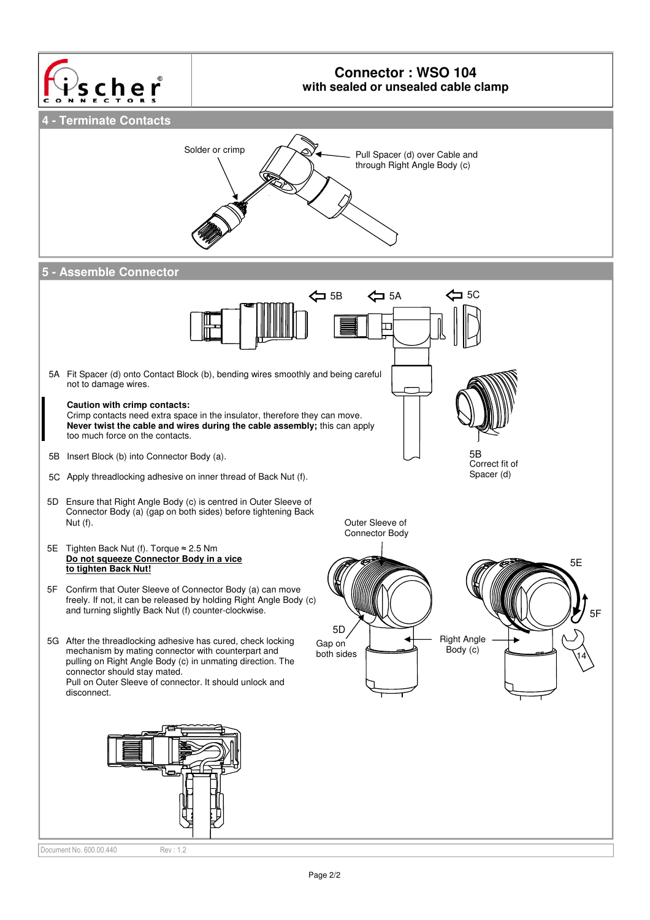# Connector : WSO 104
**with sealed or unsealed cable clamp**

## 4 - Terminate Contacts

Solder or crimp

Pull Spacer (d) over Cable and through Right Angle Body (c)

## 5 - Assemble Connector

5B 5A 5C

5A Fit Spacer (d) onto Contact Block (b), bending wires smoothly and being careful not to damage wires.

**Caution with crimp contacts:**
Crimp contacts need extra space in the insulator, therefore they can move.
**Never twist the cable and wires during the cable assembly;** this can apply too much force on the contacts.

5B Insert Block (b) into Connector Body (a).

5B
Correct fit of Spacer (d)

5C Apply threadlocking adhesive on inner thread of Back Nut (f).

5D Ensure that Right Angle Body (c) is centred in Outer Sleeve of Connector Body (a) (gap on both sides) before tightening Back Nut (f).

5E Tighten Back Nut (f). Torque ≈ 2.5 Nm
**<u>Do not squeeze Connector Body in a vice to tighten Back Nut!</u>**

5F Confirm that Outer Sleeve of Connector Body (a) can move freely. If not, it can be released by holding Right Angle Body (c) and turning slightly Back Nut (f) counter-clockwise.

5G After the threadlocking adhesive has cured, check locking mechanism by mating connector with counterpart and pulling on Right Angle Body (c) in unmating direction. The connector should stay mated.
Pull on Outer Sleeve of connector. It should unlock and disconnect.

Outer Sleeve of Connector Body

5D
Gap on both sides

Right Angle Body (c)

5E

5F

14

Document No. 600.00.440 Rev : 1.2